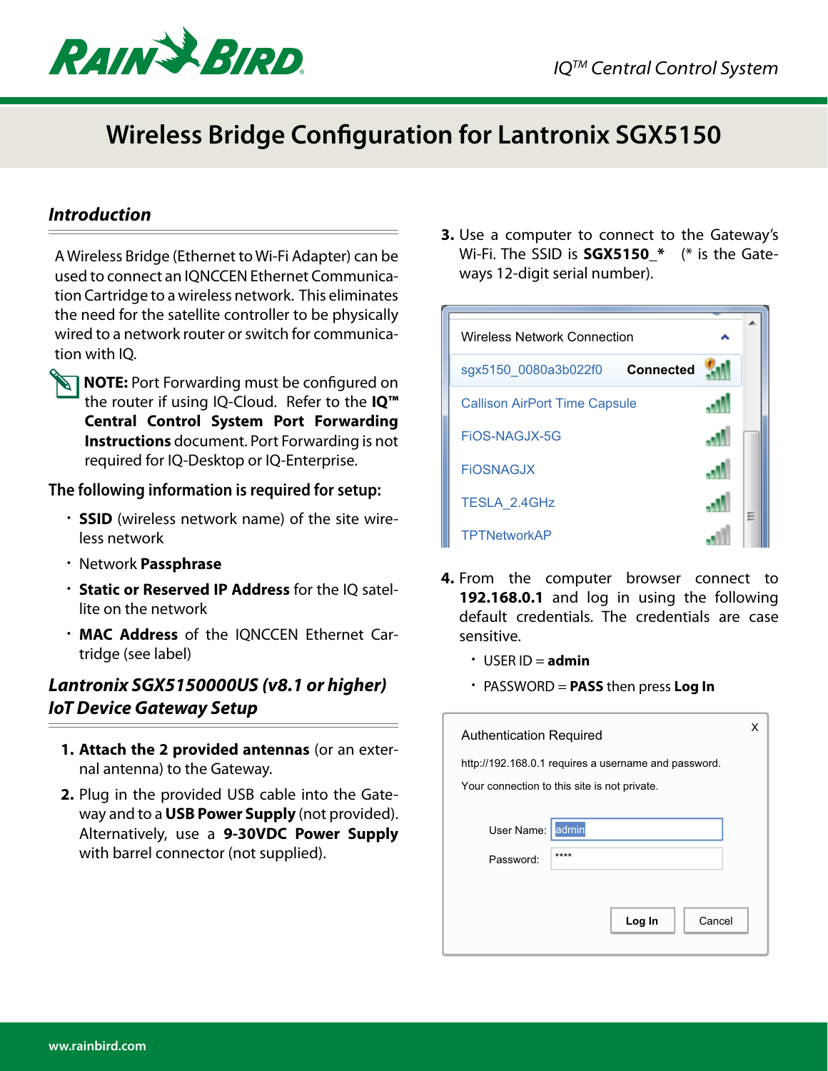# Wireless Bridge Configuration for Lantronix SGX5150

## *Introduction*

A Wireless Bridge (Ethernet to Wi-Fi Adapter) can be used to connect an IQNCCEN Ethernet Communication Cartridge to a wireless network. This eliminates the need for the satellite controller to be physically wired to a network router or switch for communication with IQ.

**NOTE:** Port Forwarding must be configured on the router if using IQ-Cloud. Refer to the **IQ™ Central Control System Port Forwarding Instructions** document. Port Forwarding is not required for IQ-Desktop or IQ-Enterprise.

**The following information is required for setup:**

- **SSID** (wireless network name) of the site wireless network
- Network **Passphrase**
- **Static or Reserved IP Address** for the IQ satellite on the network
- **MAC Address** of the IQNCCEN Ethernet Cartridge (see label)

## *Lantronix SGX5150000US (v8.1 or higher) IoT Device Gateway Setup*

1. **Attach the 2 provided antennas** (or an external antenna) to the Gateway.
2. Plug in the provided USB cable into the Gateway and to a **USB Power Supply** (not provided). Alternatively, use a **9-30VDC Power Supply** with barrel connector (not supplied).
3. Use a computer to connect to the Gateway's Wi-Fi. The SSID is **SGX5150_*** (* is the Gateways 12-digit serial number).

Wireless Network Connection
sgx5150_0080a3b022f0 **Connected**
Callison AirPort Time Capsule
FiOS-NAGJX-5G
FiOSNAGJX
TESLA_2.4GHz
TPTNetworkAP

4. From the computer browser connect to **192.168.0.1** and log in using the following default credentials. The credentials are case sensitive.
   - USER ID = **admin**
   - PASSWORD = **PASS** then press **Log In**

Authentication Required
http://192.168.0.1 requires a username and password.
Your connection to this site is not private.
User Name: admin
Password: ****
Log In  Cancel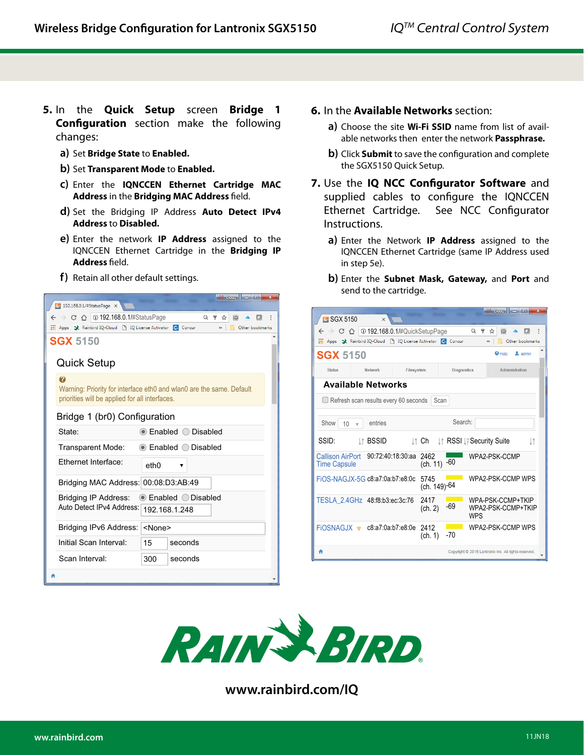5. In the **Quick Setup** screen **Bridge 1 Configuration** section make the following changes:

   a) Set **Bridge State** to **Enabled.**

   b) Set **Transparent Mode** to **Enabled.**

   c) Enter the **IQNCCEN Ethernet Cartridge MAC Address** in the **Bridging MAC Address** field.

   d) Set the Bridging IP Address **Auto Detect IPv4 Address** to **Disabled.**

   e) Enter the network **IP Address** assigned to the IQNCCEN Ethernet Cartridge in the **Bridging IP Address** field.

   f) Retain all other default settings.

6. In the **Available Networks** section:

   a) Choose the site **Wi-Fi SSID** name from list of available networks then enter the network **Passphrase.**

   b) Click **Submit** to save the configuration and complete the SGX5150 Quick Setup.

7. Use the **IQ NCC Configurator Software** and supplied cables to configure the IQNCCEN Ethernet Cartridge. See NCC Configurator Instructions.

   a) Enter the Network **IP Address** assigned to the IQNCCEN Ethernet Cartridge (same IP Address used in step 5e).

   b) Enter the **Subnet Mask, Gateway,** and **Port** and send to the cartridge.

www.rainbird.com/IQ